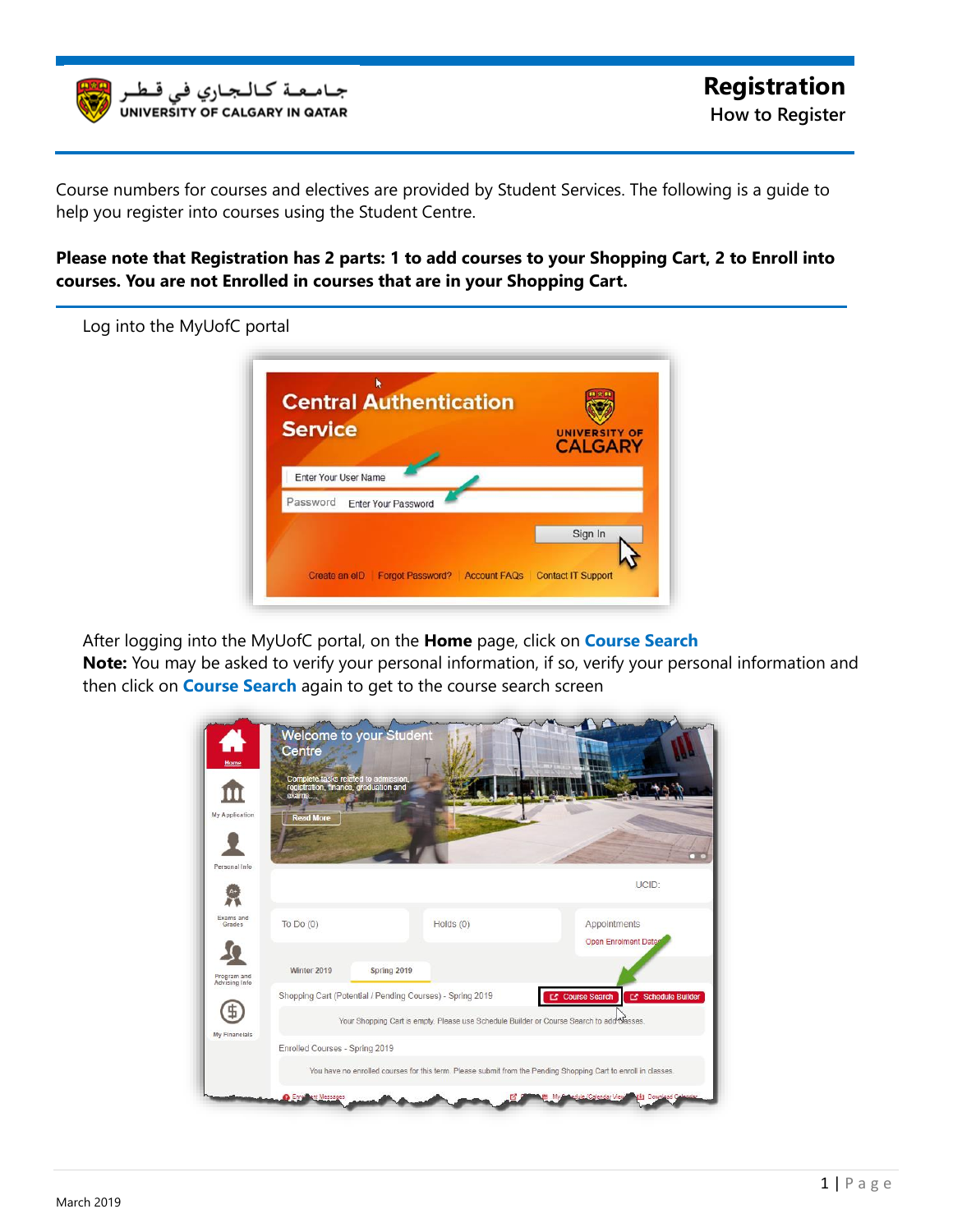# Registration

## How to Register

Course numbers for courses and electives are provided by Student Services. The following is a guide to help you register into courses using the Student Centre.

**Please note that Registration has 2 parts: 1 to add courses to your Shopping Cart, 2 to Enroll into courses. You are not Enrolled in courses that are in your Shopping Cart.**

Log into the MyUofC portal

After logging into the MyUofC portal, on the **Home** page, click on **Course Search**
**Note:** You may be asked to verify your personal information, if so, verify your personal information and then click on **Course Search** again to get to the course search screen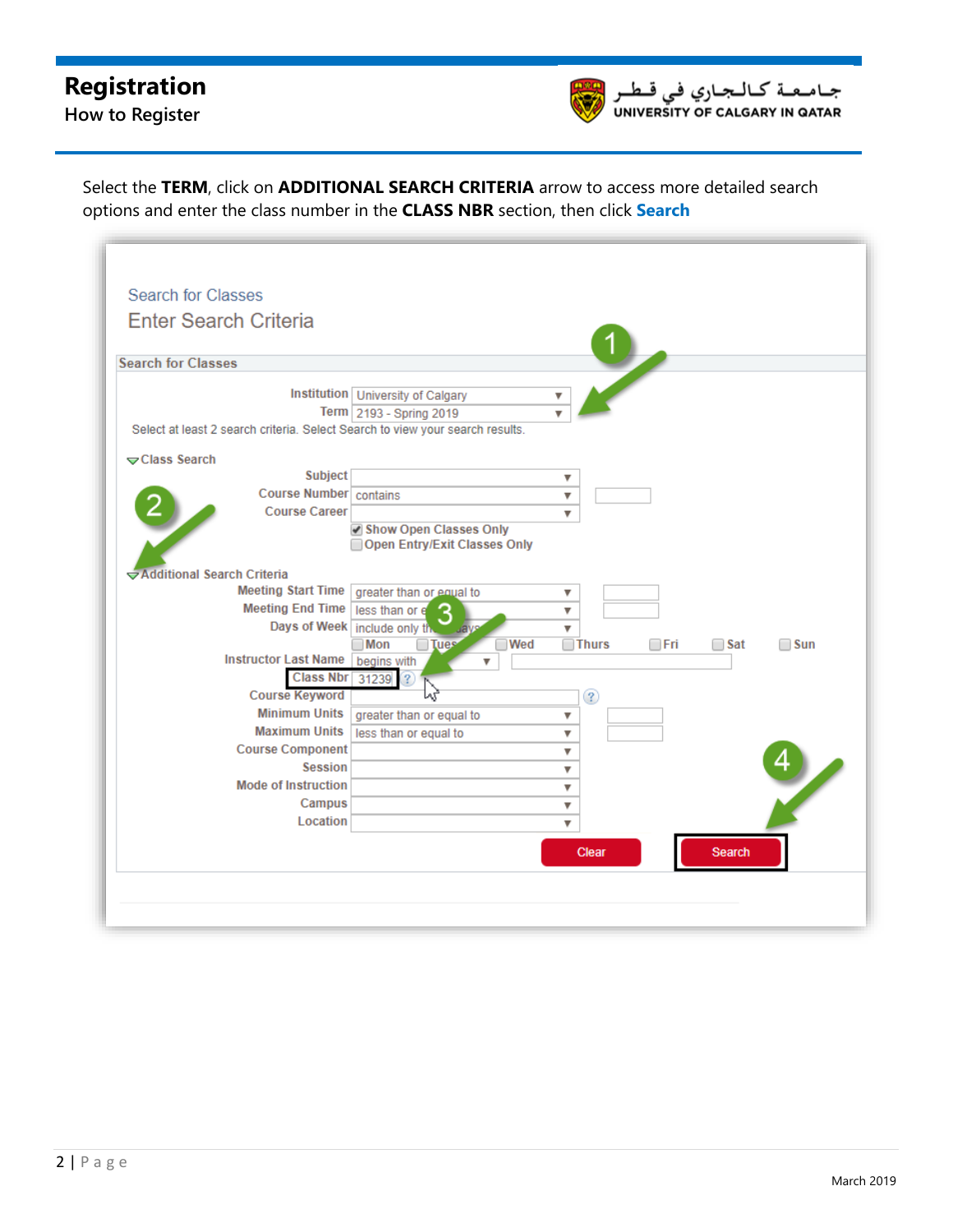Select the **TERM**, click on **ADDITIONAL SEARCH CRITERIA** arrow to access more detailed search options and enter the class number in the **CLASS NBR** section, then click **Search**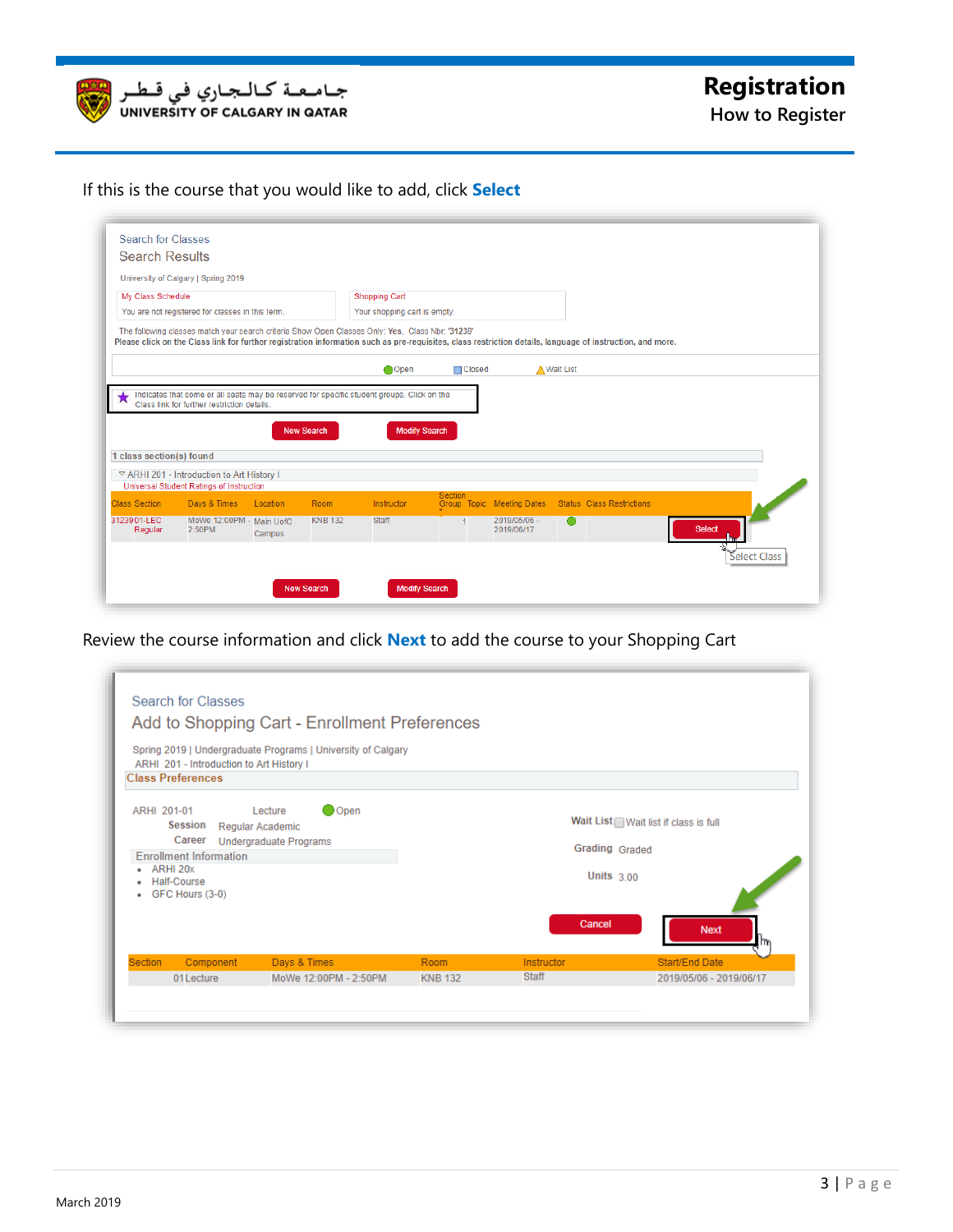If this is the course that you would like to add, click **Select**

Search for Classes

Search Results

University of Calgary | Spring 2019

My Class Schedule

You are not registered for classes in this term.

Shopping Cart

Your shopping cart is empty.

The following classes match your search criteria Show Open Classes Only: Yes, Class Nbr: '31239'

Please click on the Class link for further registration information such as pre-requisites, class restriction details, language of instruction, and more.

Open Closed Wait List

Indicates that some or all seats may be reserved for specific student groups. Click on the Class link for further restriction details.

New Search Modify Search

1 class section(s) found

ARHI 201 - Introduction to Art History I

Universal Student Ratings of Instruction

| Class | Section | Days & Times | Location | Room | Instructor | Section Group | Topic | Meeting Dates | Status | Class Restrictions |
|---|---|---|---|---|---|---|---|---|---|---|
| 31239 | 01-LEC Regular | MoWe 12:00PM - 2:50PM | Main UofC Campus | KNB 132 | Staff | 1 | | 2019/05/06 - 2019/06/17 | | |

Select

Select Class

New Search Modify Search

Review the course information and click **Next** to add the course to your Shopping Cart

Search for Classes

Add to Shopping Cart - Enrollment Preferences

Spring 2019 | Undergraduate Programs | University of Calgary

ARHI 201 - Introduction to Art History I

Class Preferences

ARHI 201-01 Lecture Open

Session Regular Academic

Career Undergraduate Programs

Enrollment Information

- ARHI 20x
- Half-Course
- GFC Hours (3-0)

Wait List Wait list if class is full

Grading Graded

Units 3.00

Cancel Next

| Section | Component | Days & Times | Room | Instructor | Start/End Date |
|---|---|---|---|---|---|
| 01 | Lecture | MoWe 12:00PM - 2:50PM | KNB 132 | Staff | 2019/05/06 - 2019/06/17 |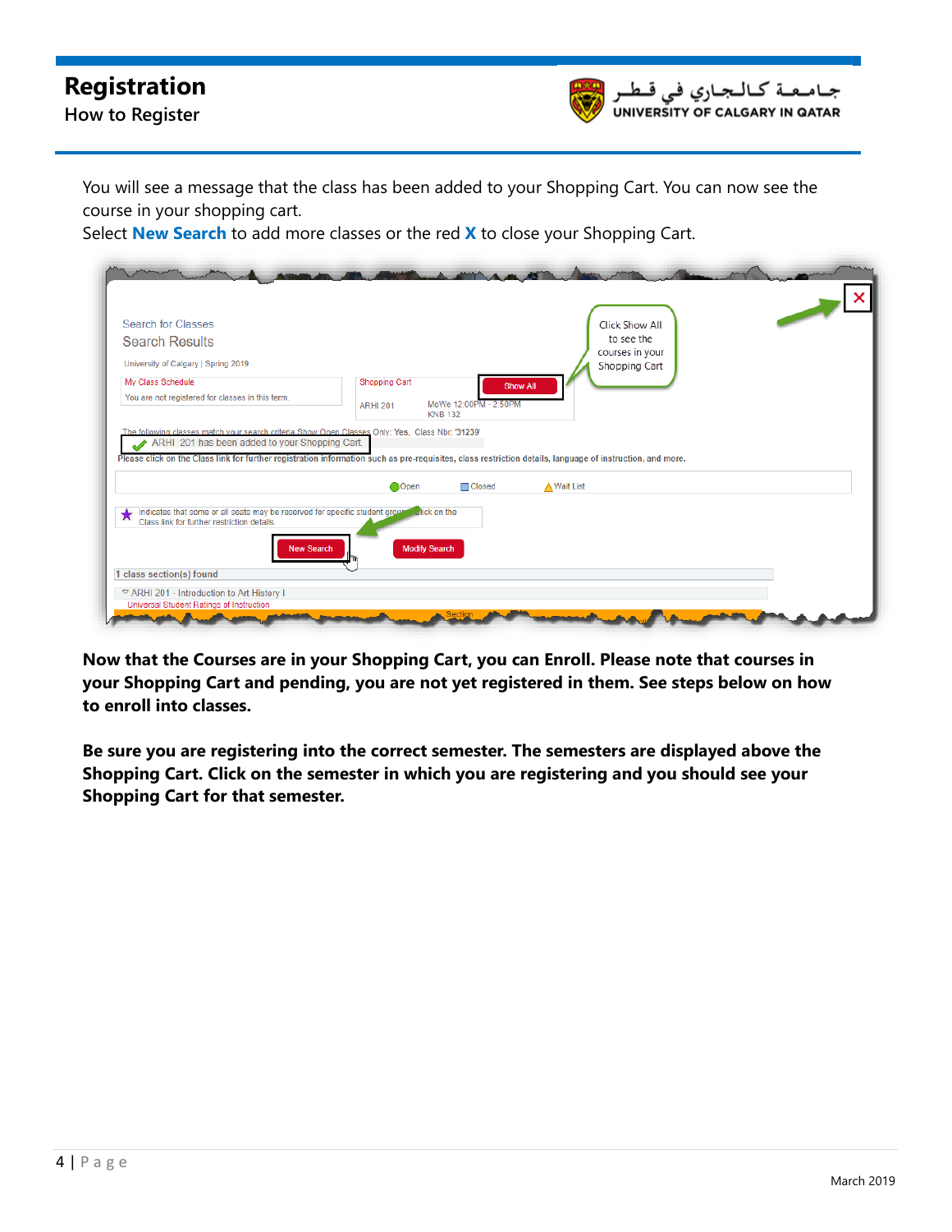You will see a message that the class has been added to your Shopping Cart. You can now see the course in your shopping cart.

Select **New Search** to add more classes or the red **X** to close your Shopping Cart.

**Now that the Courses are in your Shopping Cart, you can Enroll. Please note that courses in your Shopping Cart and pending, you are not yet registered in them. See steps below on how to enroll into classes.**

**Be sure you are registering into the correct semester. The semesters are displayed above the Shopping Cart. Click on the semester in which you are registering and you should see your Shopping Cart for that semester.**

March 2019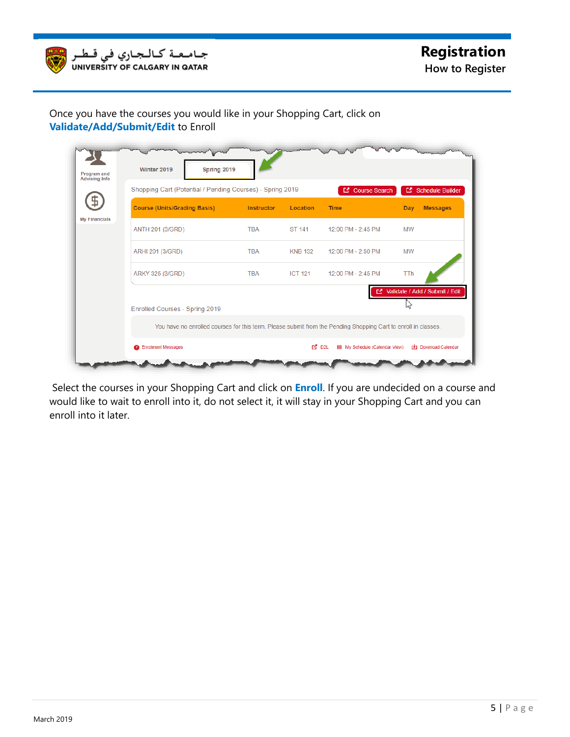Once you have the courses you would like in your Shopping Cart, click on **Validate/Add/Submit/Edit** to Enroll

| Course (Units/Grading Basis) | Instructor | Location | Time | Day | Messages |
|---|---|---|---|---|---|
| ANTH 201 (3/GRD) | TBA | ST 141 | 12:00 PM - 2:45 PM | MW | |
| ARHI 201 (3/GRD) | TBA | KNB 132 | 12:00 PM - 2:50 PM | MW | |
| ARKY 325 (3/GRD) | TBA | ICT 121 | 12:00 PM - 2:45 PM | TTh | |

Select the courses in your Shopping Cart and click on **Enroll**. If you are undecided on a course and would like to wait to enroll into it, do not select it, it will stay in your Shopping Cart and you can enroll into it later.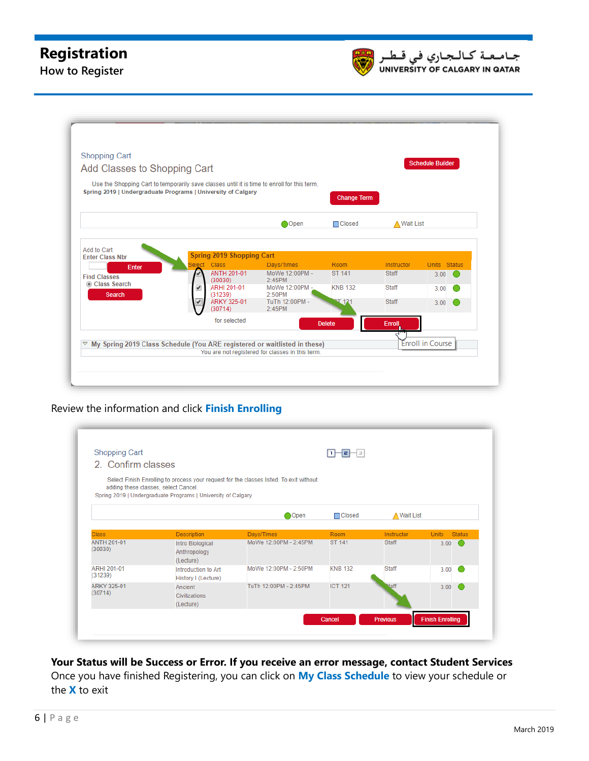Review the information and click **Finish Enrolling**

**Your Status will be Success or Error. If you receive an error message, contact Student Services**

Once you have finished Registering, you can click on **My Class Schedule** to view your schedule or the **X** to exit

March 2019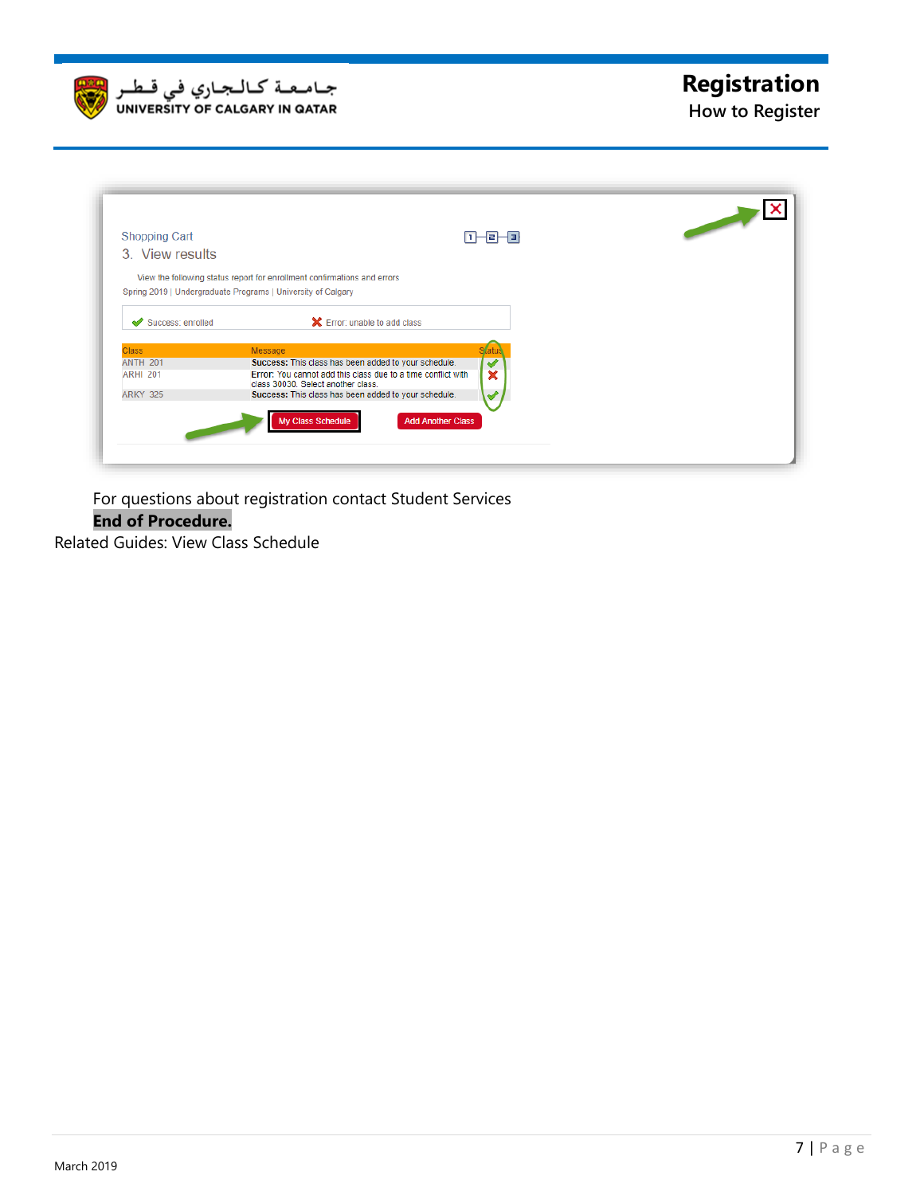Shopping Cart

3. View results

View the following status report for enrollment confirmations and errors

Spring 2019 | Undergraduate Programs | University of Calgary

Success: enrolled     Error: unable to add class

| Class | Message | Status |
|---|---|---|
| ANTH 201 | Success: This class has been added to your schedule. | ✔ |
| ARHI 201 | Error: You cannot add this class due to a time conflict with class 30030. Select another class. | ✘ |
| ARKY 325 | Success: This class has been added to your schedule. | ✔ |

My Class Schedule     Add Another Class

For questions about registration contact Student Services

**End of Procedure.**

Related Guides: View Class Schedule